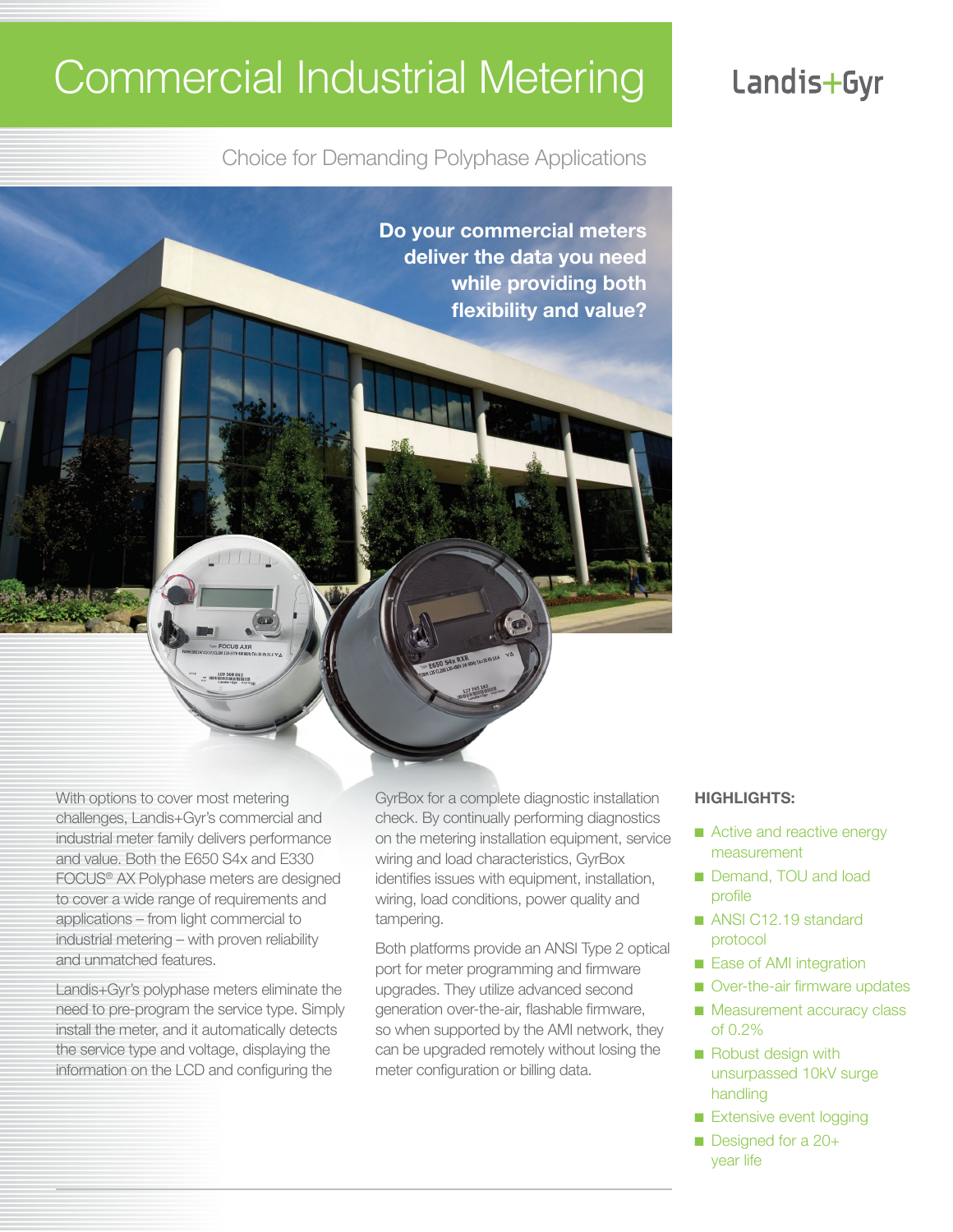# Commercial Industrial Metering

Landis+Gyr

## Choice for Demanding Polyphase Applications

**Do your commercial meters deliver the data you need while providing both flexibility and value?**

With options to cover most metering challenges, Landis+Gyr's commercial and industrial meter family delivers performance and value. Both the E650 S4x and E330 FOCUS® AX Polyphase meters are designed to cover a wide range of requirements and applications – from light commercial to industrial metering – with proven reliability and unmatched features.

Landis+Gyr's polyphase meters eliminate the need to pre-program the service type. Simply install the meter, and it automatically detects the service type and voltage, displaying the information on the LCD and configuring the GyrBox for a complete diagnostic installation check. By continually performing diagnostics on the metering installation equipment, service wiring and load characteristics, GyrBox identifies issues with equipment, installation, wiring, load conditions, power quality and tampering.

Both platforms provide an ANSI Type 2 optical port for meter programming and firmware upgrades. They utilize advanced second generation over-the-air, flashable firmware, so when supported by the AMI network, they can be upgraded remotely without losing the meter configuration or billing data.

### HIGHLIGHTS:

- Active and reactive energy measurement
- Demand, TOU and load profile
- ANSI C12.19 standard protocol
- Ease of AMI integration
- Over-the-air firmware updates
- Measurement accuracy class of 0.2%
- Robust design with unsurpassed 10kV surge handling
- Extensive event logging
- Designed for a 20+ year life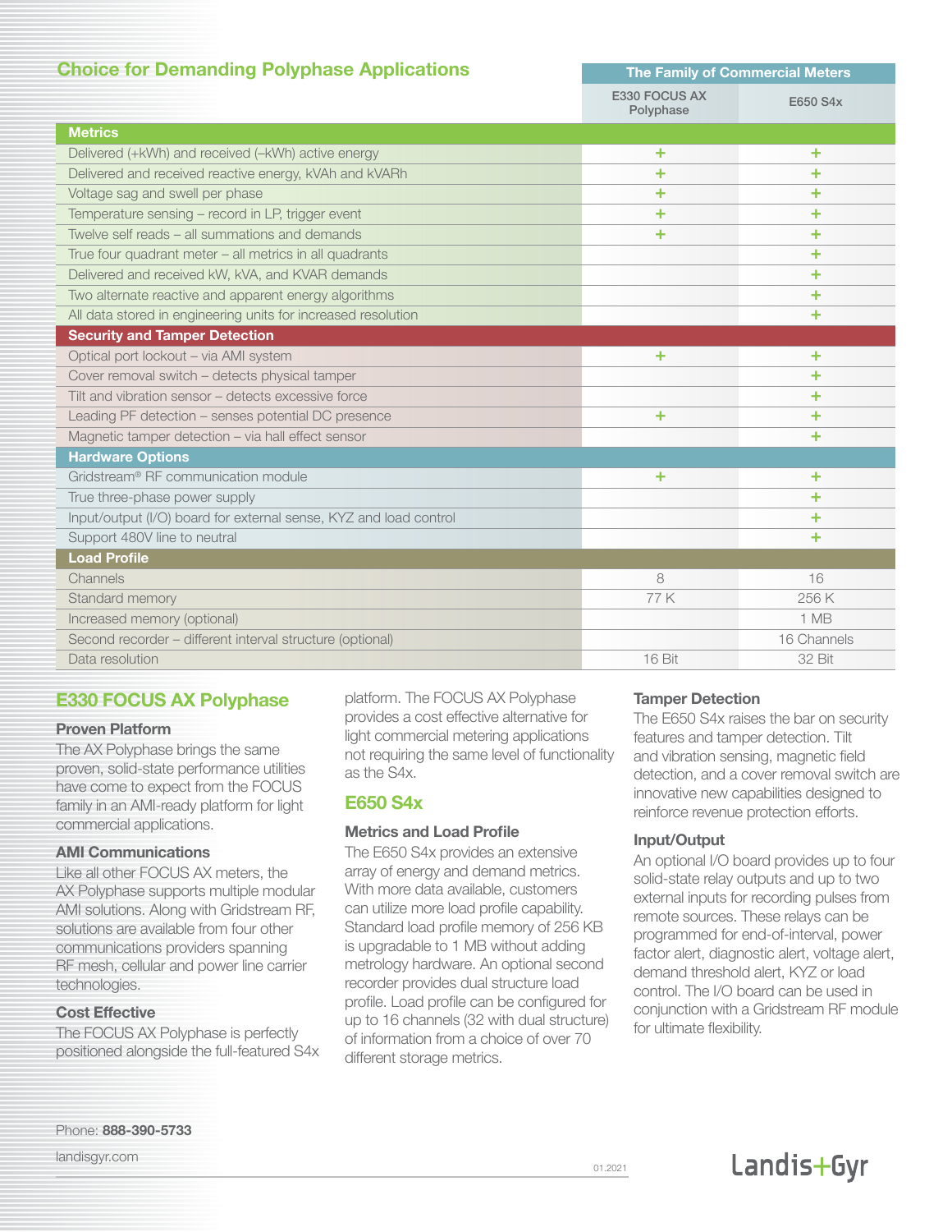## Choice for Demanding Polyphase Applications

| | The Family of Commercial Meters | |
|---|---|---|
| | E330 FOCUS AX Polyphase | E650 S4x |
| **Metrics** | | |
| Delivered (+kWh) and received (–kWh) active energy | + | + |
| Delivered and received reactive energy, kVAh and kVARh | + | + |
| Voltage sag and swell per phase | + | + |
| Temperature sensing – record in LP, trigger event | + | + |
| Twelve self reads – all summations and demands | + | + |
| True four quadrant meter – all metrics in all quadrants | | + |
| Delivered and received kW, kVA, and KVAR demands | | + |
| Two alternate reactive and apparent energy algorithms | | + |
| All data stored in engineering units for increased resolution | | + |
| **Security and Tamper Detection** | | |
| Optical port lockout – via AMI system | + | + |
| Cover removal switch – detects physical tamper | | + |
| Tilt and vibration sensor – detects excessive force | | + |
| Leading PF detection – senses potential DC presence | + | + |
| Magnetic tamper detection – via hall effect sensor | | + |
| **Hardware Options** | | |
| Gridstream® RF communication module | + | + |
| True three-phase power supply | | + |
| Input/output (I/O) board for external sense, KYZ and load control | | + |
| Support 480V line to neutral | | + |
| **Load Profile** | | |
| Channels | 8 | 16 |
| Standard memory | 77 K | 256 K |
| Increased memory (optional) | | 1 MB |
| Second recorder – different interval structure (optional) | | 16 Channels |
| Data resolution | 16 Bit | 32 Bit |

## E330 FOCUS AX Polyphase

### Proven Platform

The AX Polyphase brings the same proven, solid-state performance utilities have come to expect from the FOCUS family in an AMI-ready platform for light commercial applications.

### AMI Communications

Like all other FOCUS AX meters, the AX Polyphase supports multiple modular AMI solutions. Along with Gridstream RF, solutions are available from four other communications providers spanning RF mesh, cellular and power line carrier technologies.

### Cost Effective

The FOCUS AX Polyphase is perfectly positioned alongside the full-featured S4x platform. The FOCUS AX Polyphase provides a cost effective alternative for light commercial metering applications not requiring the same level of functionality as the S4x.

## E650 S4x

### Metrics and Load Profile

The E650 S4x provides an extensive array of energy and demand metrics. With more data available, customers can utilize more load profile capability. Standard load profile memory of 256 KB is upgradable to 1 MB without adding metrology hardware. An optional second recorder provides dual structure load profile. Load profile can be configured for up to 16 channels (32 with dual structure) of information from a choice of over 70 different storage metrics.

### Tamper Detection

The E650 S4x raises the bar on security features and tamper detection. Tilt and vibration sensing, magnetic field detection, and a cover removal switch are innovative new capabilities designed to reinforce revenue protection efforts.

### Input/Output

An optional I/O board provides up to four solid-state relay outputs and up to two external inputs for recording pulses from remote sources. These relays can be programmed for end-of-interval, power factor alert, diagnostic alert, voltage alert, demand threshold alert, KYZ or load control. The I/O board can be used in conjunction with a Gridstream RF module for ultimate flexibility.

Phone: **888-390-5733**

landisgyr.com

01.2021

Landis+Gyr